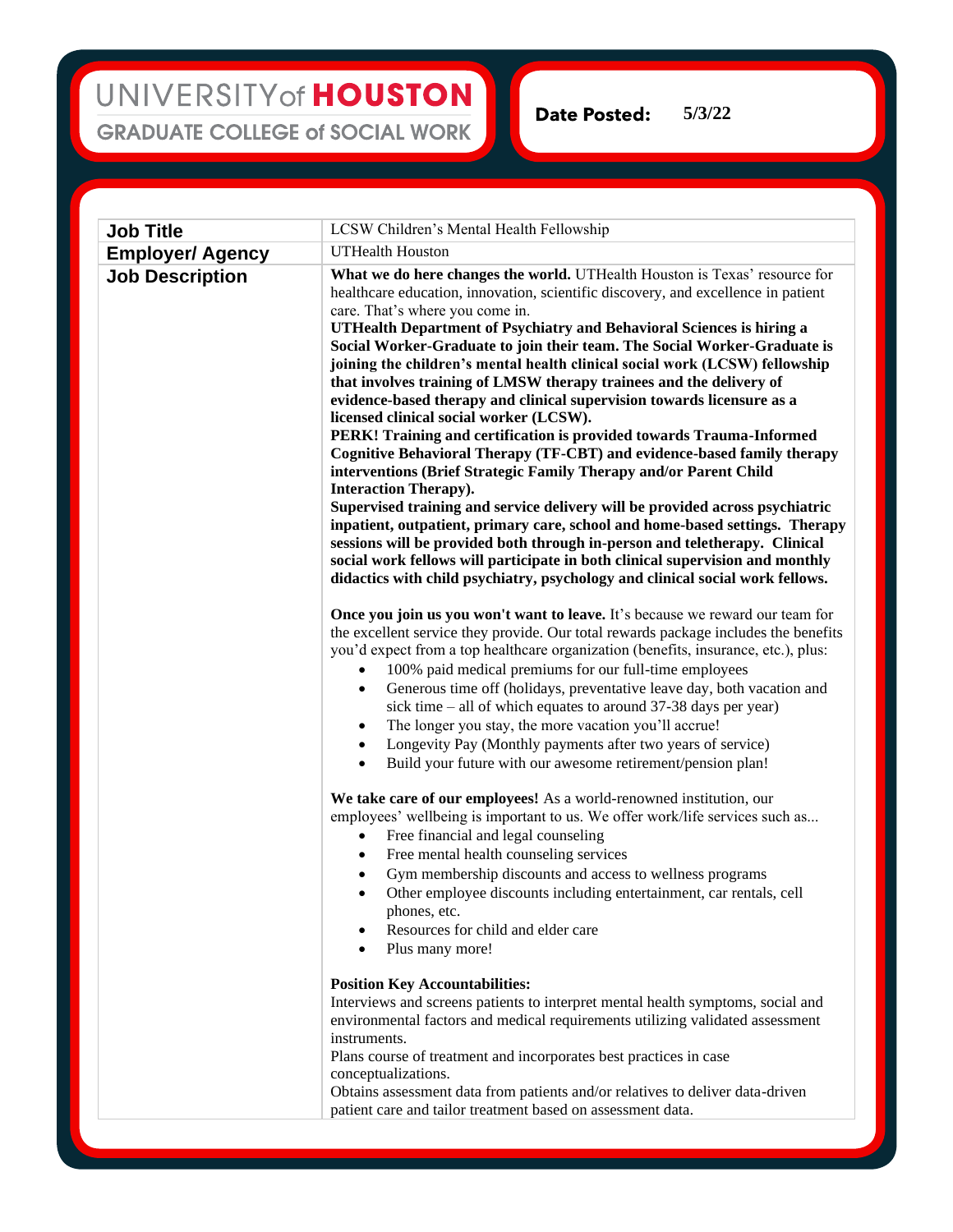**UNIVERSITY of HOUSTON**
**GRADUATE COLLEGE of SOCIAL WORK**

**Date Posted:** 5/3/22

| **Job Title** | LCSW Children's Mental Health Fellowship |
|---|---|
| **Employer/ Agency** | UTHealth Houston |
| **Job Description** | **What we do here changes the world.** UTHealth Houston is Texas' resource for healthcare education, innovation, scientific discovery, and excellence in patient care. That's where you come in.<br>**UTHealth Department of Psychiatry and Behavioral Sciences is hiring a Social Worker-Graduate to join their team. The Social Worker-Graduate is joining the children's mental health clinical social work (LCSW) fellowship that involves training of LMSW therapy trainees and the delivery of evidence-based therapy and clinical supervision towards licensure as a licensed clinical social worker (LCSW).**<br>**PERK! Training and certification is provided towards Trauma-Informed Cognitive Behavioral Therapy (TF-CBT) and evidence-based family therapy interventions (Brief Strategic Family Therapy and/or Parent Child Interaction Therapy).**<br>**Supervised training and service delivery will be provided across psychiatric inpatient, outpatient, primary care, school and home-based settings. Therapy sessions will be provided both through in-person and teletherapy. Clinical social work fellows will participate in both clinical supervision and monthly didactics with child psychiatry, psychology and clinical social work fellows.**<br><br>**Once you join us you won't want to leave.** It's because we reward our team for the excellent service they provide. Our total rewards package includes the benefits you'd expect from a top healthcare organization (benefits, insurance, etc.), plus:<br>• 100% paid medical premiums for our full-time employees<br>• Generous time off (holidays, preventative leave day, both vacation and sick time – all of which equates to around 37-38 days per year)<br>• The longer you stay, the more vacation you'll accrue!<br>• Longevity Pay (Monthly payments after two years of service)<br>• Build your future with our awesome retirement/pension plan!<br><br>**We take care of our employees!** As a world-renowned institution, our employees' wellbeing is important to us. We offer work/life services such as...<br>• Free financial and legal counseling<br>• Free mental health counseling services<br>• Gym membership discounts and access to wellness programs<br>• Other employee discounts including entertainment, car rentals, cell phones, etc.<br>• Resources for child and elder care<br>• Plus many more!<br><br>**Position Key Accountabilities:**<br>Interviews and screens patients to interpret mental health symptoms, social and environmental factors and medical requirements utilizing validated assessment instruments.<br>Plans course of treatment and incorporates best practices in case conceptualizations.<br>Obtains assessment data from patients and/or relatives to deliver data-driven patient care and tailor treatment based on assessment data. |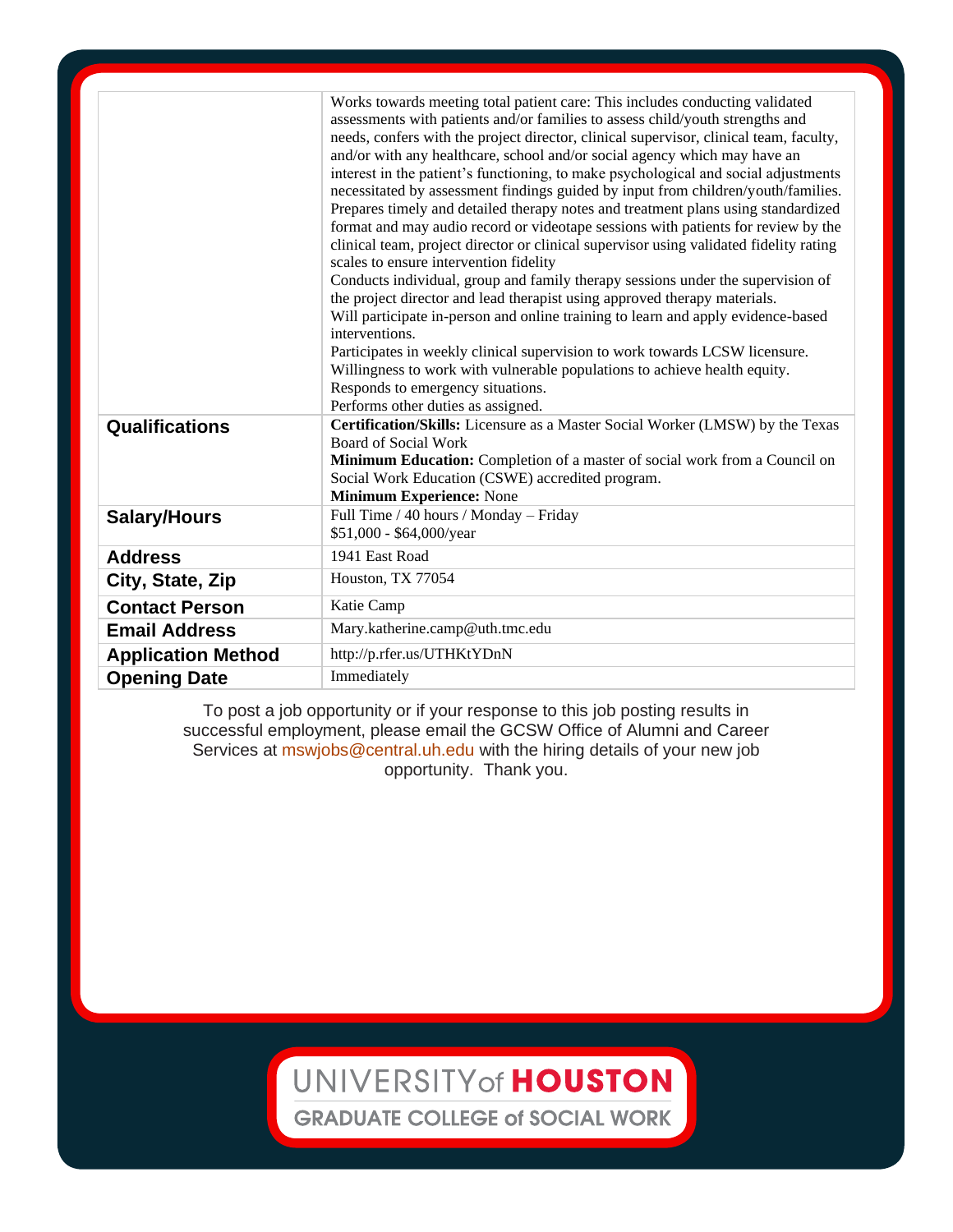| | |
|---|---|
| | Works towards meeting total patient care: This includes conducting validated assessments with patients and/or families to assess child/youth strengths and needs, confers with the project director, clinical supervisor, clinical team, faculty, and/or with any healthcare, school and/or social agency which may have an interest in the patient's functioning, to make psychological and social adjustments necessitated by assessment findings guided by input from children/youth/families.<br>Prepares timely and detailed therapy notes and treatment plans using standardized format and may audio record or videotape sessions with patients for review by the clinical team, project director or clinical supervisor using validated fidelity rating scales to ensure intervention fidelity<br>Conducts individual, group and family therapy sessions under the supervision of the project director and lead therapist using approved therapy materials.<br>Will participate in-person and online training to learn and apply evidence-based interventions.<br>Participates in weekly clinical supervision to work towards LCSW licensure.<br>Willingness to work with vulnerable populations to achieve health equity.<br>Responds to emergency situations.<br>Performs other duties as assigned. |
| **Qualifications** | **Certification/Skills:** Licensure as a Master Social Worker (LMSW) by the Texas Board of Social Work<br>**Minimum Education:** Completion of a master of social work from a Council on Social Work Education (CSWE) accredited program.<br>**Minimum Experience:** None |
| **Salary/Hours** | Full Time / 40 hours / Monday – Friday<br>$51,000 - $64,000/year |
| **Address** | 1941 East Road |
| **City, State, Zip** | Houston, TX 77054 |
| **Contact Person** | Katie Camp |
| **Email Address** | Mary.katherine.camp@uth.tmc.edu |
| **Application Method** | http://p.rfer.us/UTHKtYDnN |
| **Opening Date** | Immediately |

To post a job opportunity or if your response to this job posting results in successful employment, please email the GCSW Office of Alumni and Career Services at mswjobs@central.uh.edu with the hiring details of your new job opportunity. Thank you.

UNIVERSITY of HOUSTON
GRADUATE COLLEGE of SOCIAL WORK